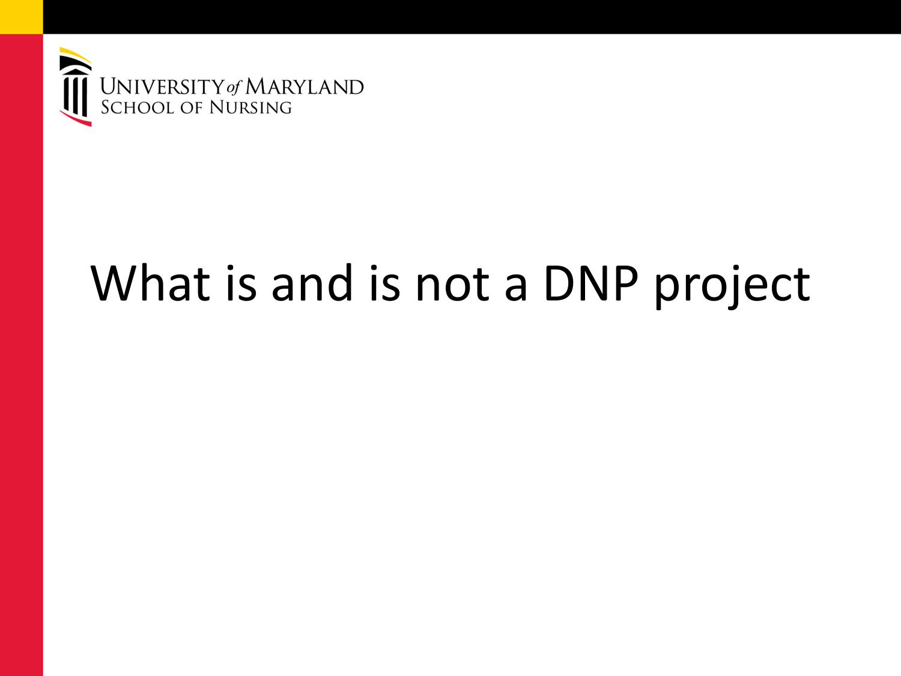University of Maryland School of Nursing

# What is and is not a DNP project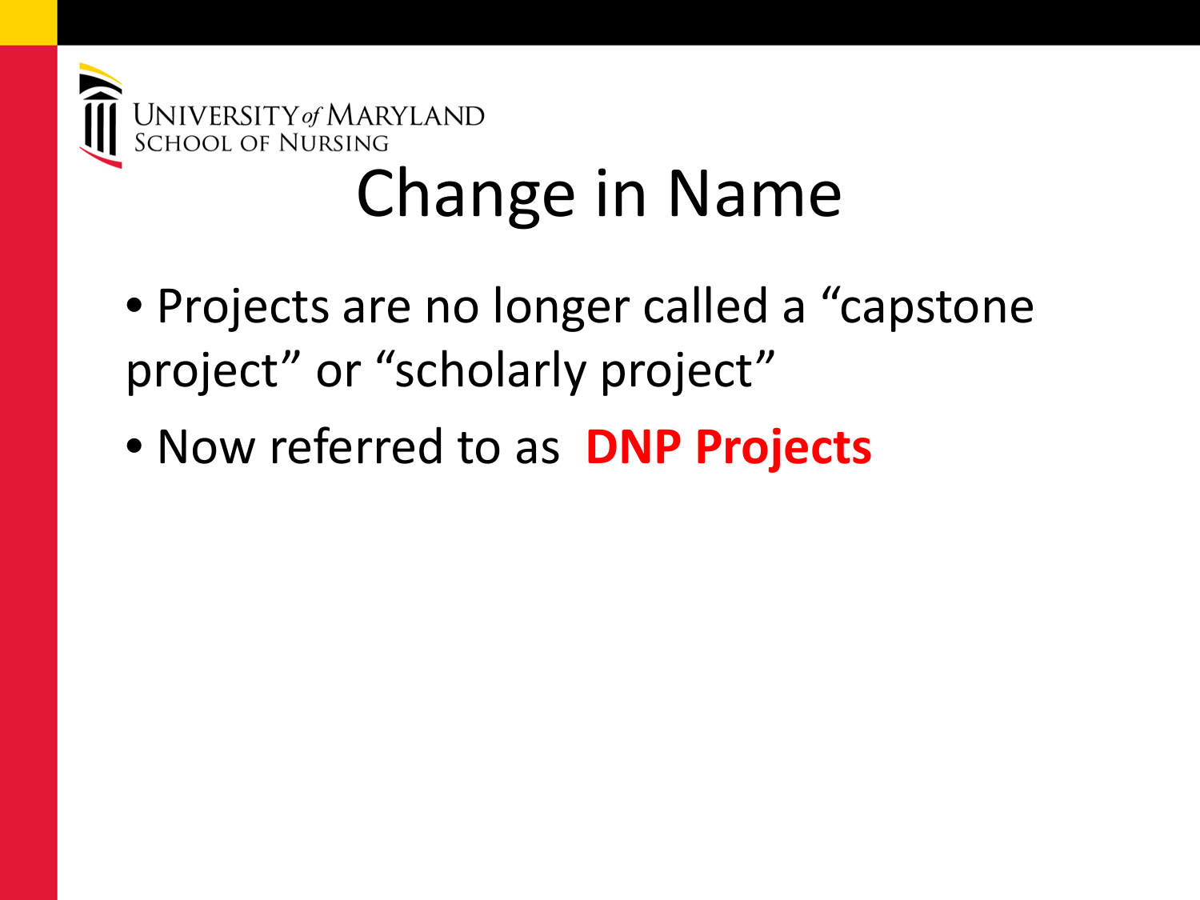# Change in Name

- Projects are no longer called a “capstone project” or “scholarly project”
- Now referred to as **DNP Projects**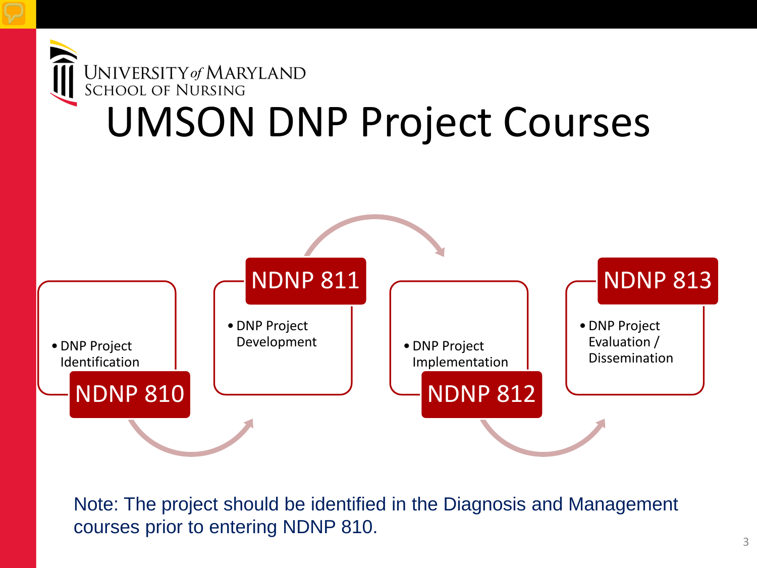UNIVERSITY of MARYLAND
SCHOOL OF NURSING

# UMSON DNP Project Courses

**NDNP 810**
- DNP Project Identification

**NDNP 811**
- DNP Project Development

**NDNP 812**
- DNP Project Implementation

**NDNP 813**
- DNP Project Evaluation / Dissemination

Note: The project should be identified in the Diagnosis and Management courses prior to entering NDNP 810.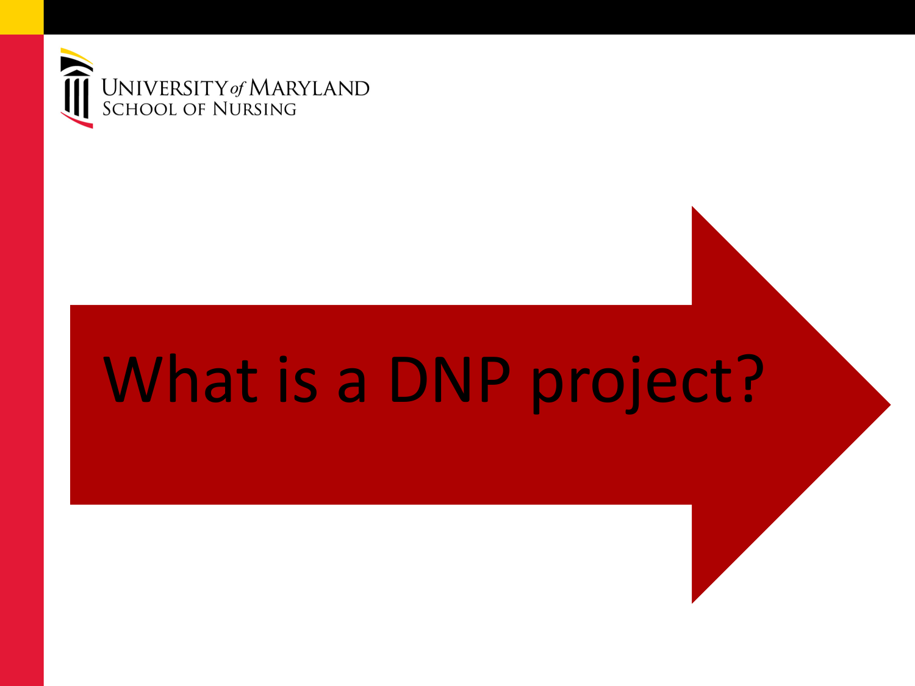UNIVERSITY of MARYLAND
SCHOOL OF NURSING

# What is a DNP project?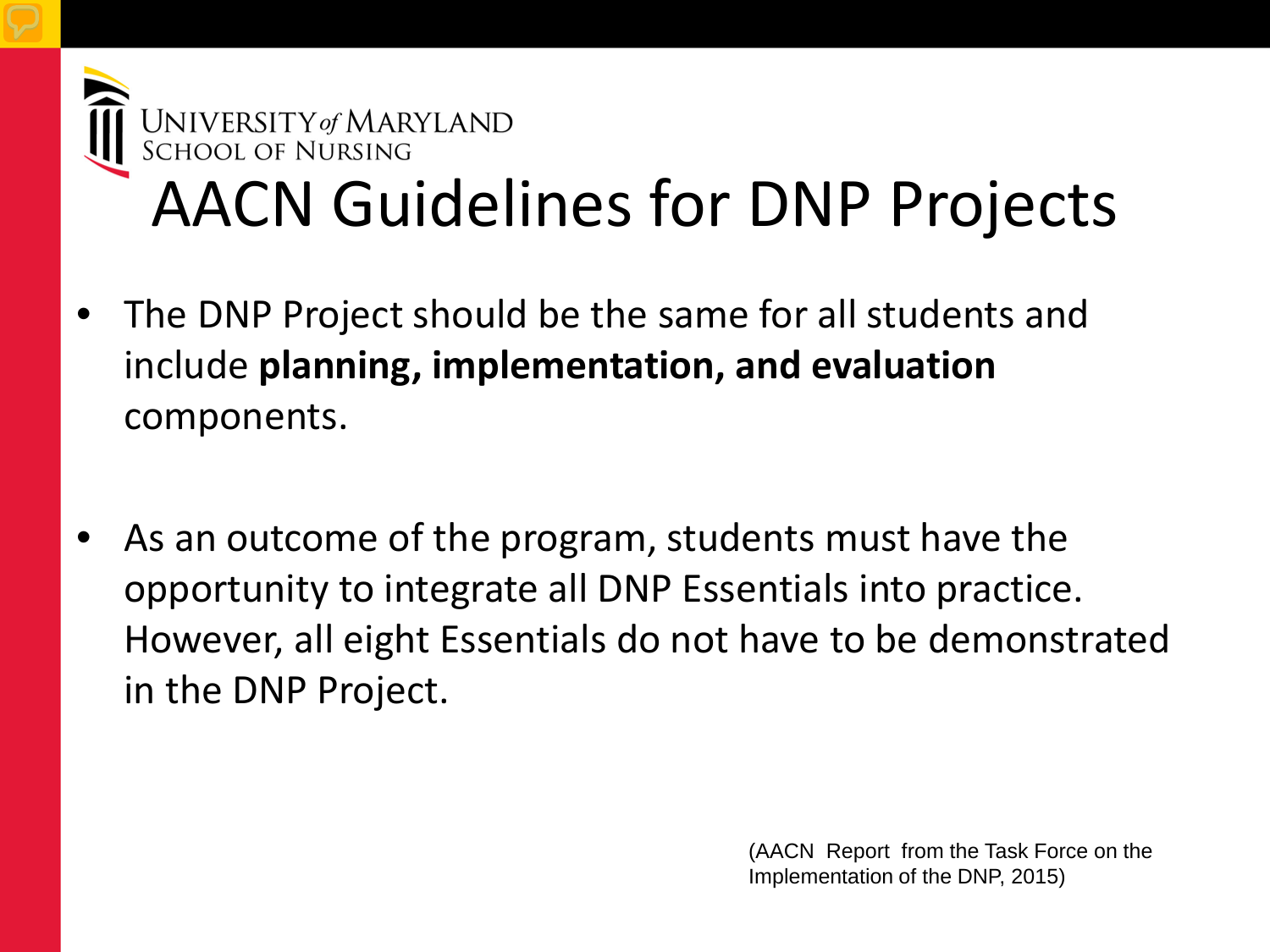# AACN Guidelines for DNP Projects

- The DNP Project should be the same for all students and include **planning, implementation, and evaluation** components.

- As an outcome of the program, students must have the opportunity to integrate all DNP Essentials into practice. However, all eight Essentials do not have to be demonstrated in the DNP Project.

(AACN Report from the Task Force on the Implementation of the DNP, 2015)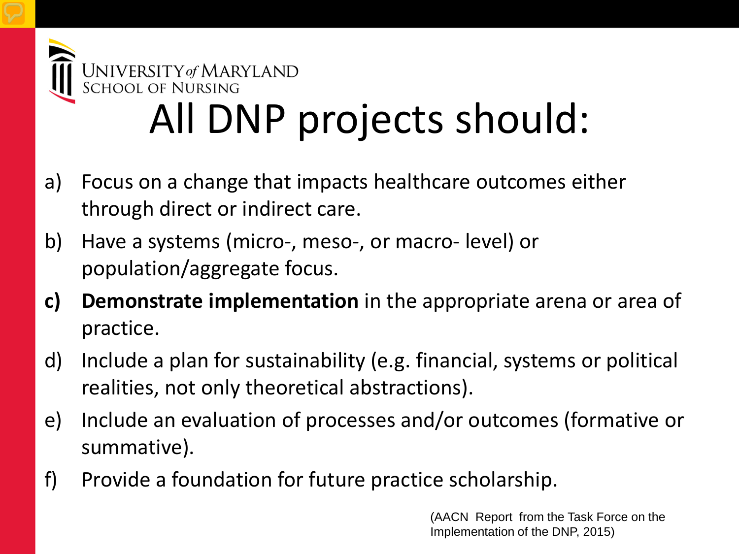UNIVERSITY of MARYLAND
SCHOOL OF NURSING

# All DNP projects should:

a) Focus on a change that impacts healthcare outcomes either through direct or indirect care.
b) Have a systems (micro-, meso-, or macro- level) or population/aggregate focus.
**c) Demonstrate implementation** in the appropriate arena or area of practice.
d) Include a plan for sustainability (e.g. financial, systems or political realities, not only theoretical abstractions).
e) Include an evaluation of processes and/or outcomes (formative or summative).
f) Provide a foundation for future practice scholarship.

(AACN Report from the Task Force on the Implementation of the DNP, 2015)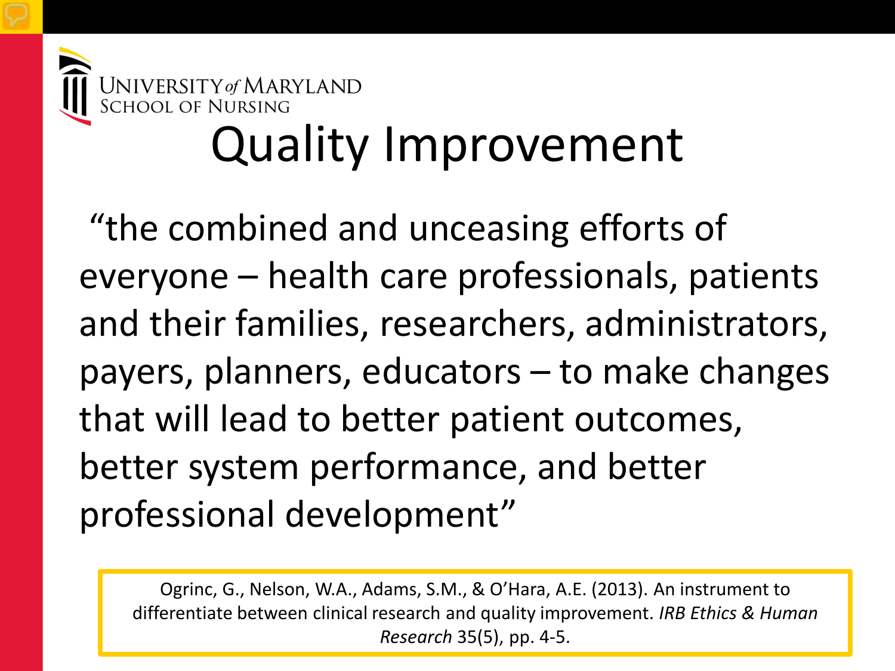# Quality Improvement

"the combined and unceasing efforts of everyone – health care professionals, patients and their families, researchers, administrators, payers, planners, educators – to make changes that will lead to better patient outcomes, better system performance, and better professional development"

Ogrinc, G., Nelson, W.A., Adams, S.M., & O'Hara, A.E. (2013). An instrument to differentiate between clinical research and quality improvement. *IRB Ethics & Human Research* 35(5), pp. 4-5.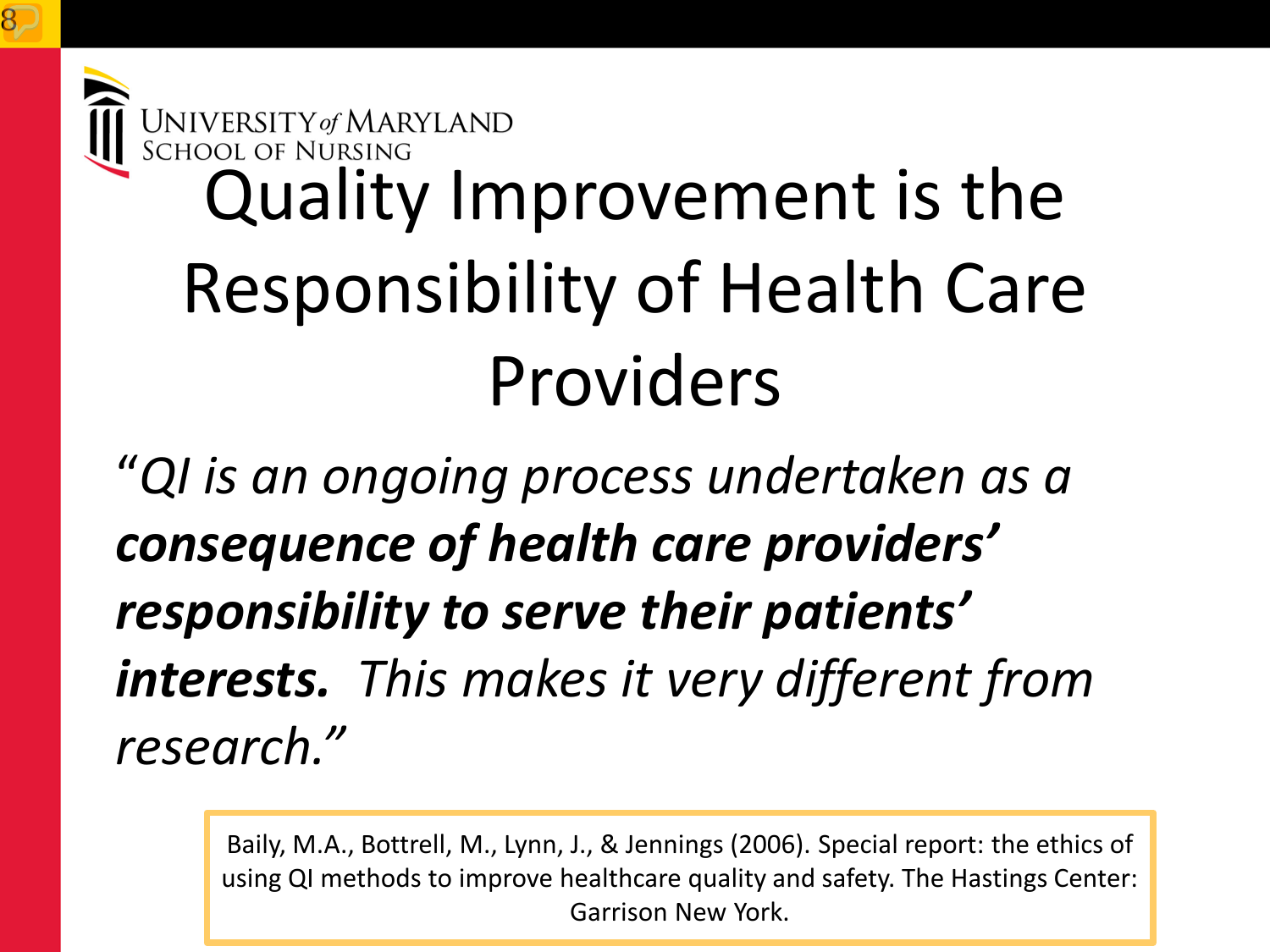UNIVERSITY of MARYLAND
SCHOOL OF NURSING

# Quality Improvement is the Responsibility of Health Care Providers

*"QI is an ongoing process undertaken as a* ***consequence of health care providers' responsibility to serve their patients' interests.*** *This makes it very different from research."*

Baily, M.A., Bottrell, M., Lynn, J., & Jennings (2006). Special report: the ethics of using QI methods to improve healthcare quality and safety. The Hastings Center: Garrison New York.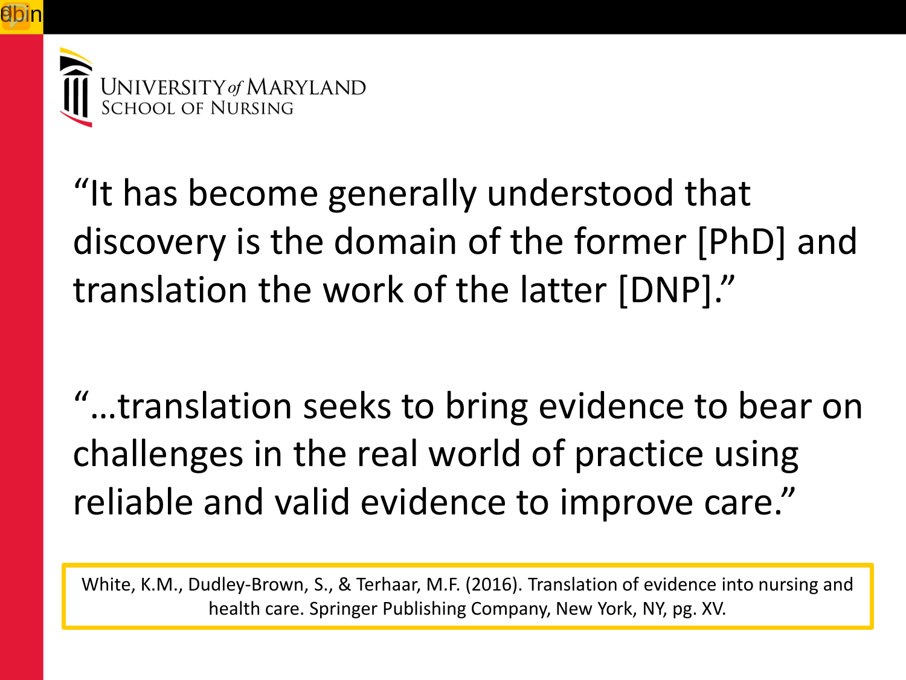UNIVERSITY of MARYLAND
SCHOOL OF NURSING

"It has become generally understood that discovery is the domain of the former [PhD] and translation the work of the latter [DNP]."

"…translation seeks to bring evidence to bear on challenges in the real world of practice using reliable and valid evidence to improve care."

White, K.M., Dudley-Brown, S., & Terhaar, M.F. (2016). Translation of evidence into nursing and health care. Springer Publishing Company, New York, NY, pg. XV.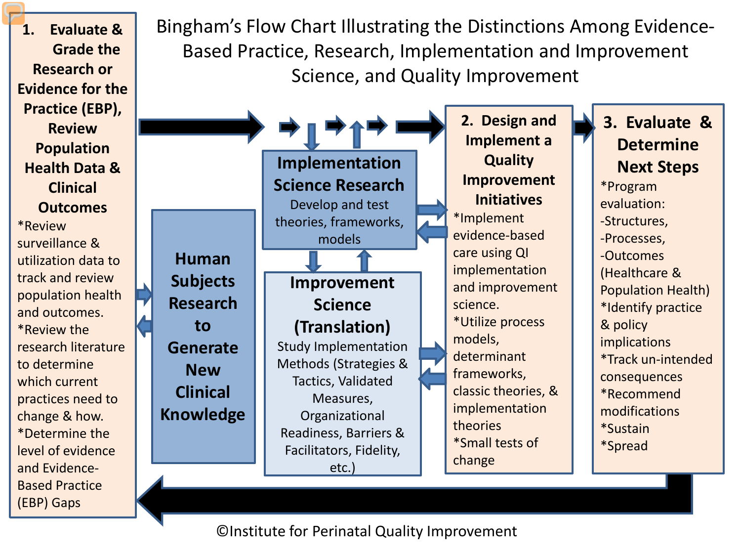# Bingham's Flow Chart Illustrating the Distinctions Among Evidence-Based Practice, Research, Implementation and Improvement Science, and Quality Improvement

## 1. Evaluate & Grade the Research or Evidence for the Practice (EBP), Review Population Health Data & Clinical Outcomes

*Review surveillance & utilization data to track and review population health and outcomes.
*Review the research literature to determine which current practices need to change & how.
*Determine the level of evidence and Evidence-Based Practice (EBP) Gaps

## Human Subjects Research to Generate New Clinical Knowledge

## Implementation Science Research

Develop and test theories, frameworks, models

## Improvement Science (Translation)

Study Implementation Methods (Strategies & Tactics, Validated Measures, Organizational Readiness, Barriers & Facilitators, Fidelity, etc.)

## 2. Design and Implement a Quality Improvement Initiatives

*Implement evidence-based care using QI implementation and improvement science.
*Utilize process models, determinant frameworks, classic theories, & implementation theories
*Small tests of change

## 3. Evaluate & Determine Next Steps

*Program evaluation:
-Structures,
-Processes,
-Outcomes (Healthcare & Population Health)
*Identify practice & policy implications
*Track un-intended consequences
*Recommend modifications
*Sustain
*Spread

©Institute for Perinatal Quality Improvement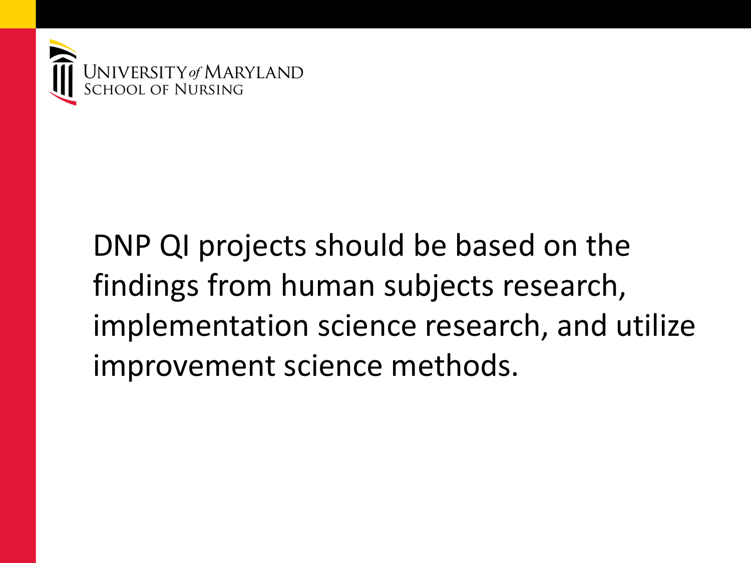DNP QI projects should be based on the findings from human subjects research, implementation science research, and utilize improvement science methods.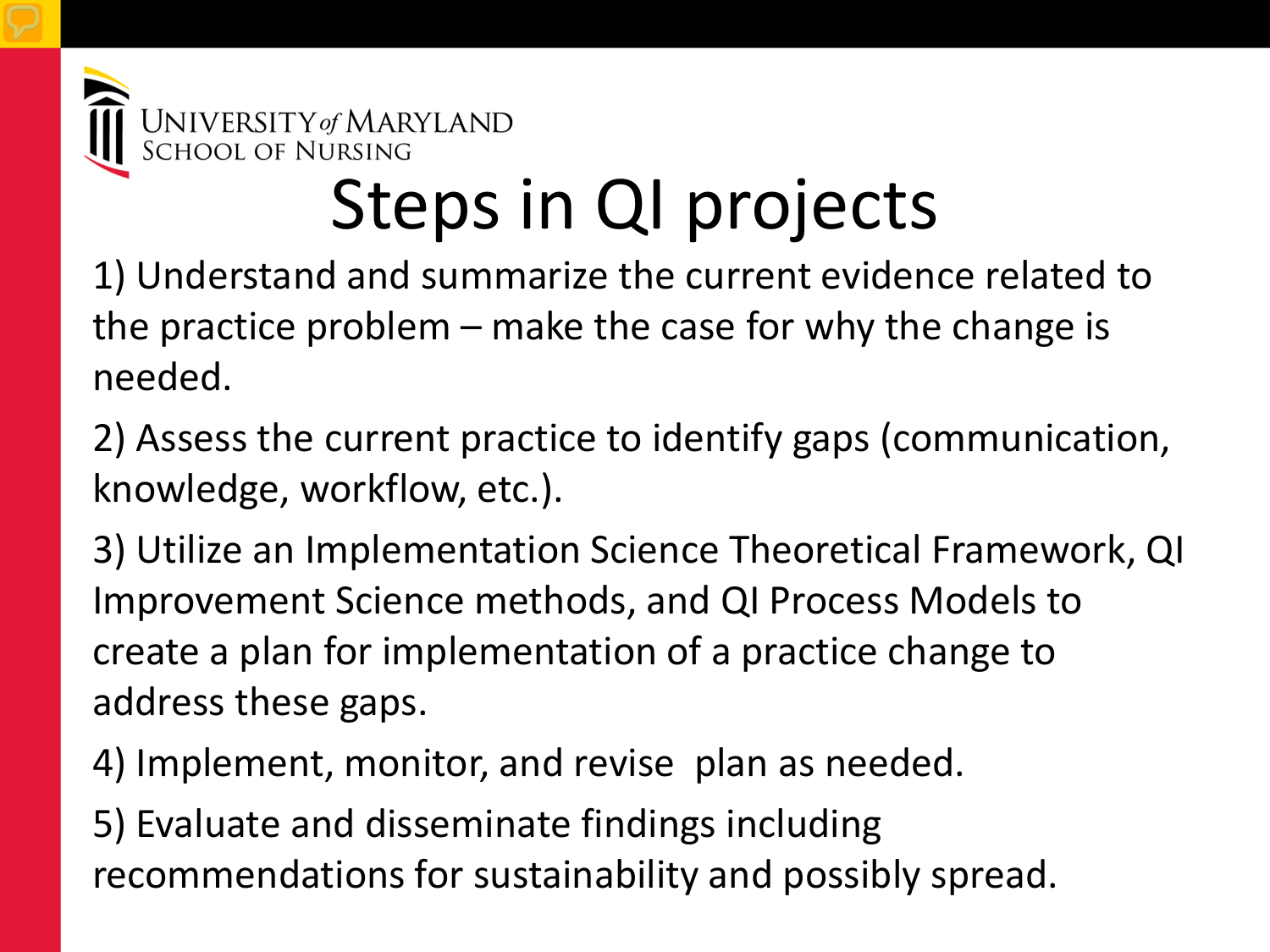# Steps in QI projects

1) Understand and summarize the current evidence related to the practice problem – make the case for why the change is needed.

2) Assess the current practice to identify gaps (communication, knowledge, workflow, etc.).

3) Utilize an Implementation Science Theoretical Framework, QI Improvement Science methods, and QI Process Models to create a plan for implementation of a practice change to address these gaps.

4) Implement, monitor, and revise plan as needed.

5) Evaluate and disseminate findings including recommendations for sustainability and possibly spread.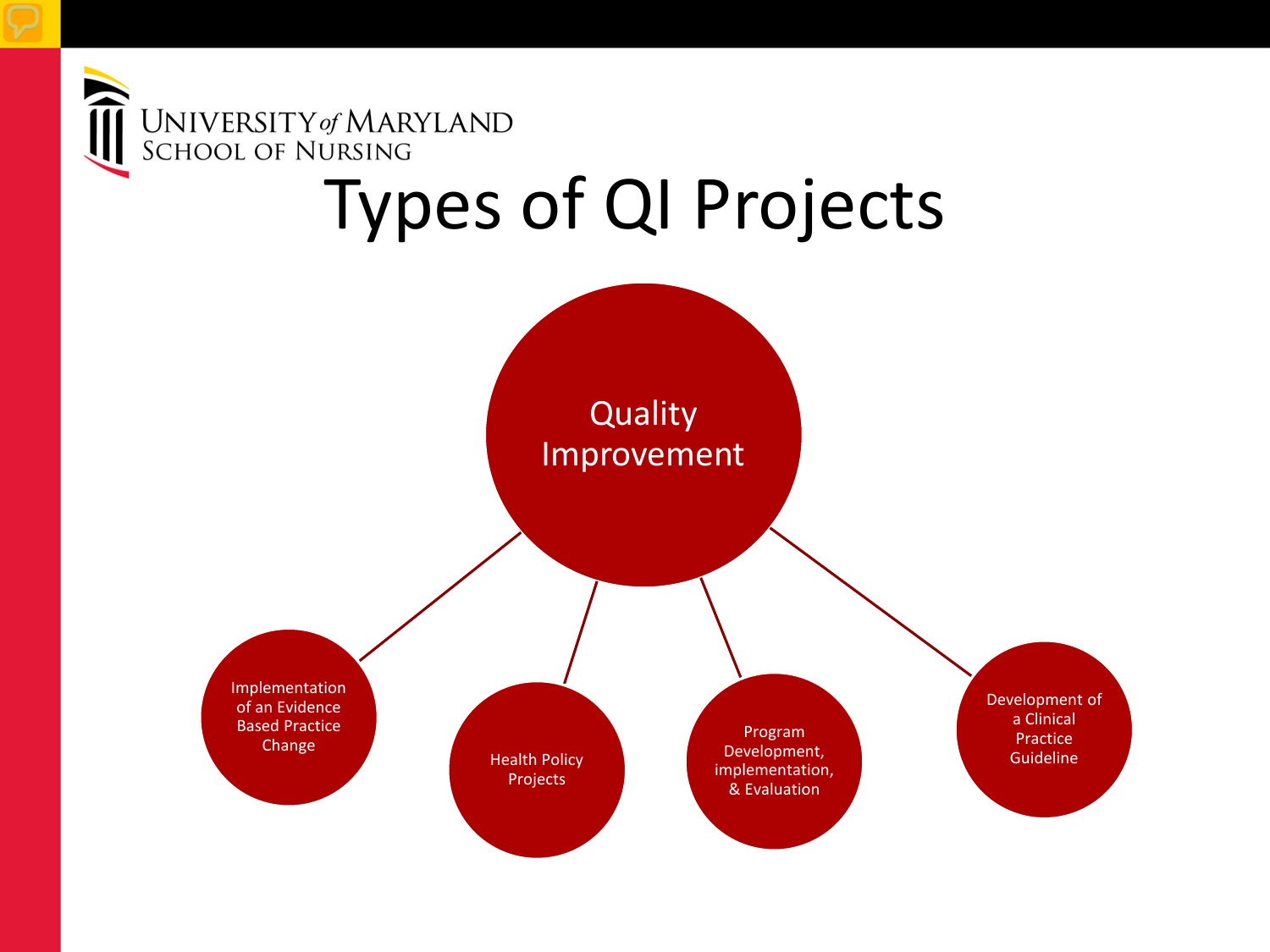# Types of QI Projects

Quality Improvement

- Implementation of an Evidence Based Practice Change
- Health Policy Projects
- Program Development, implementation, & Evaluation
- Development of a Clinical Practice Guideline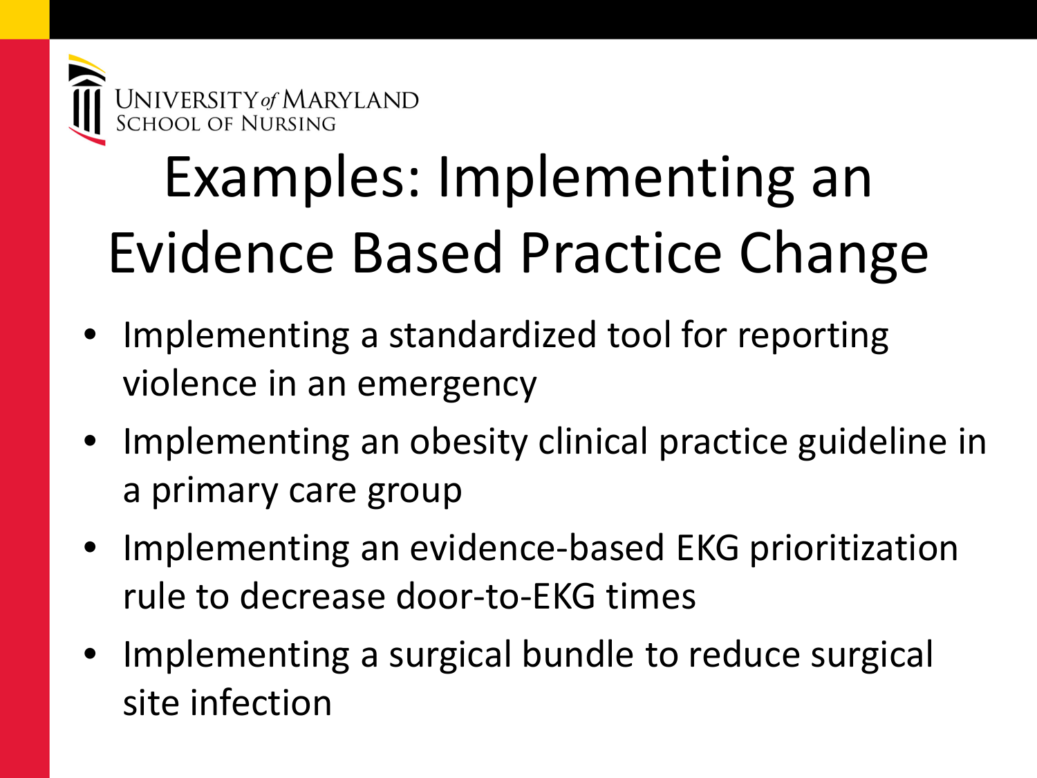# Examples: Implementing an Evidence Based Practice Change

- Implementing a standardized tool for reporting violence in an emergency
- Implementing an obesity clinical practice guideline in a primary care group
- Implementing an evidence-based EKG prioritization rule to decrease door-to-EKG times
- Implementing a surgical bundle to reduce surgical site infection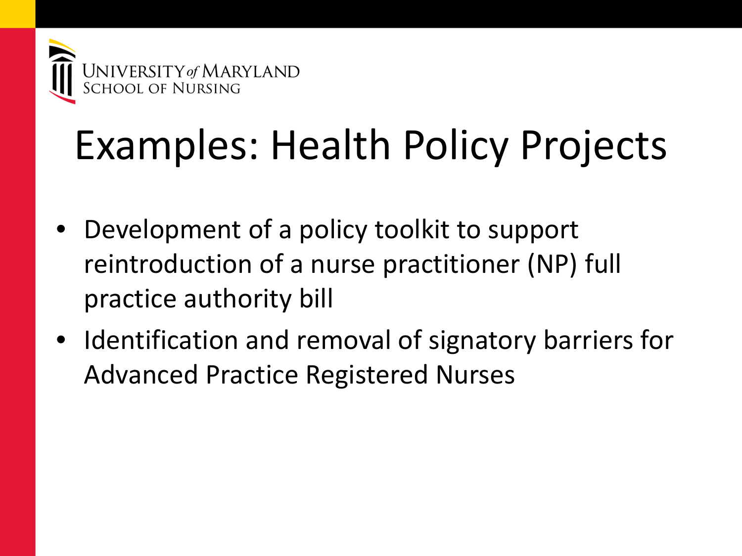# Examples: Health Policy Projects

- Development of a policy toolkit to support reintroduction of a nurse practitioner (NP) full practice authority bill
- Identification and removal of signatory barriers for Advanced Practice Registered Nurses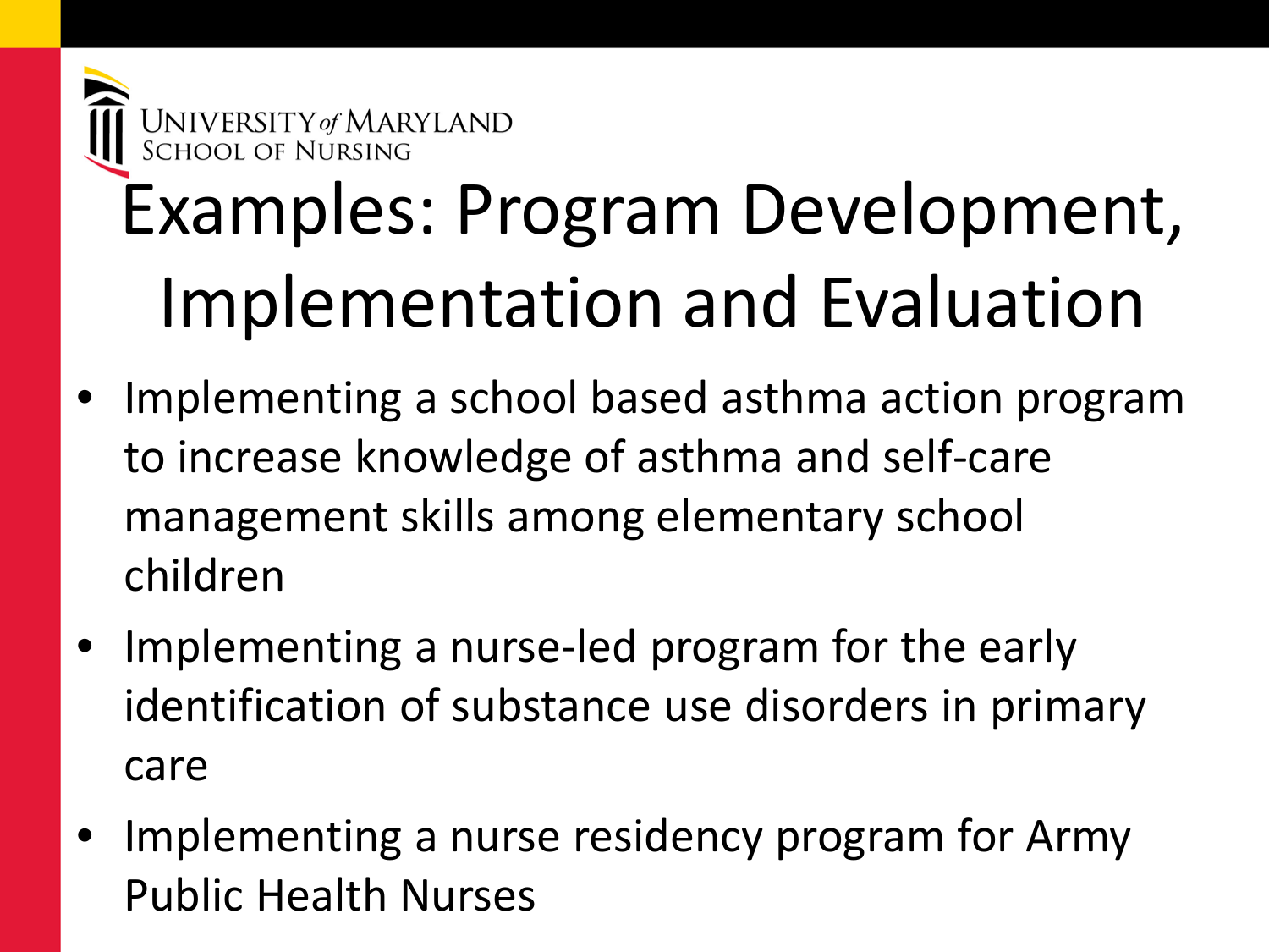# Examples: Program Development, Implementation and Evaluation

- Implementing a school based asthma action program to increase knowledge of asthma and self-care management skills among elementary school children
- Implementing a nurse-led program for the early identification of substance use disorders in primary care
- Implementing a nurse residency program for Army Public Health Nurses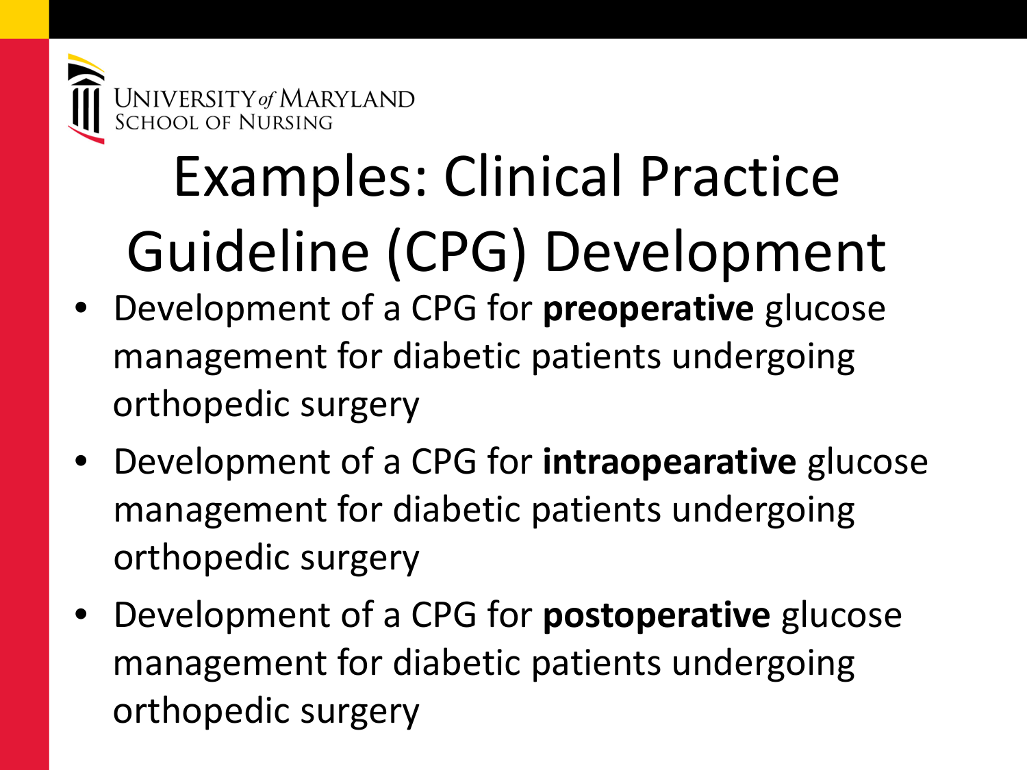# Examples: Clinical Practice Guideline (CPG) Development

- Development of a CPG for **preoperative** glucose management for diabetic patients undergoing orthopedic surgery
- Development of a CPG for **intraopearative** glucose management for diabetic patients undergoing orthopedic surgery
- Development of a CPG for **postoperative** glucose management for diabetic patients undergoing orthopedic surgery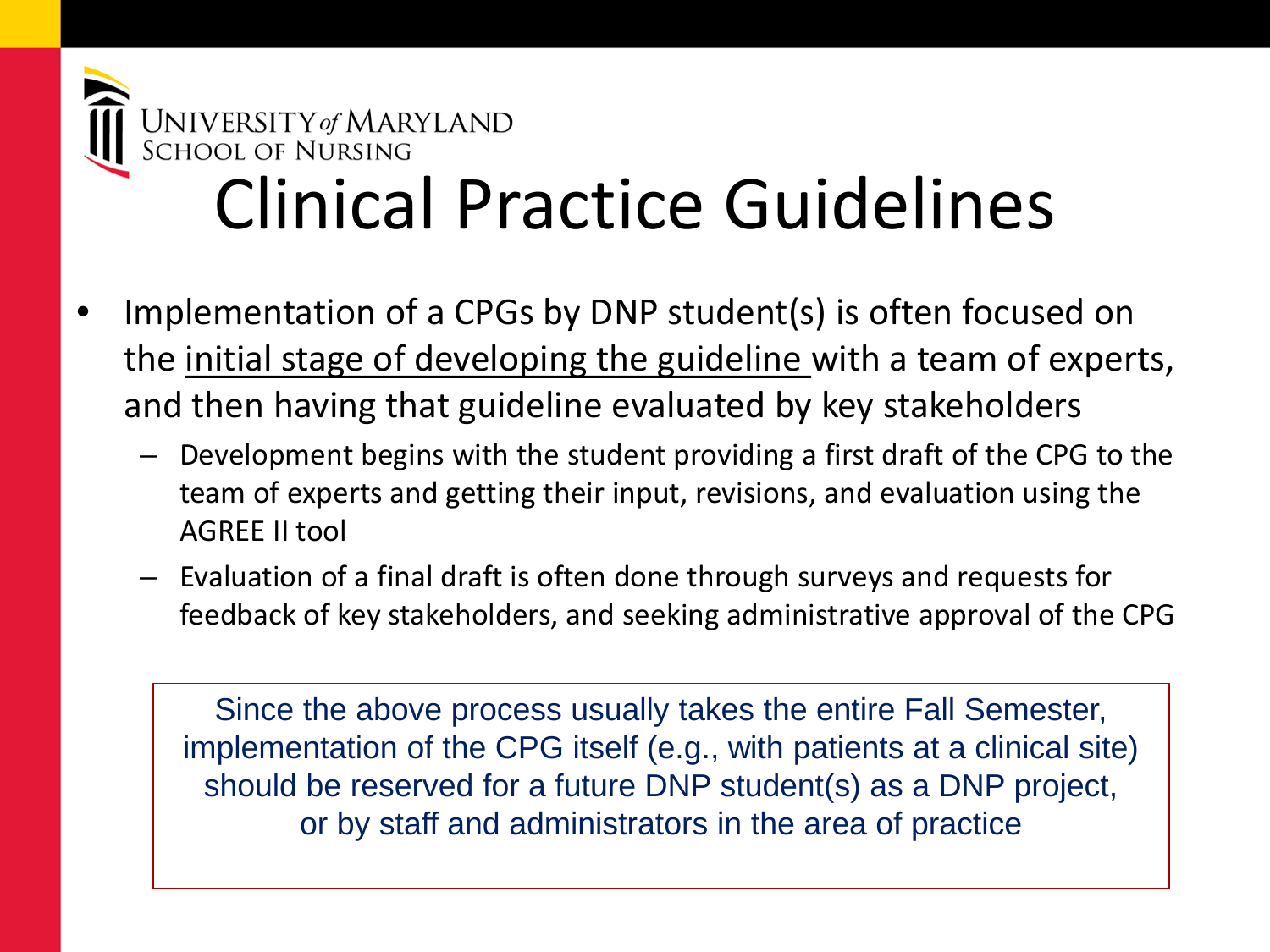# Clinical Practice Guidelines

- Implementation of a CPGs by DNP student(s) is often focused on the <u>initial stage of developing the guideline</u> with a team of experts, and then having that guideline evaluated by key stakeholders
  - Development begins with the student providing a first draft of the CPG to the team of experts and getting their input, revisions, and evaluation using the AGREE II tool
  - Evaluation of a final draft is often done through surveys and requests for feedback of key stakeholders, and seeking administrative approval of the CPG

> Since the above process usually takes the entire Fall Semester, implementation of the CPG itself (e.g., with patients at a clinical site) should be reserved for a future DNP student(s) as a DNP project, or by staff and administrators in the area of practice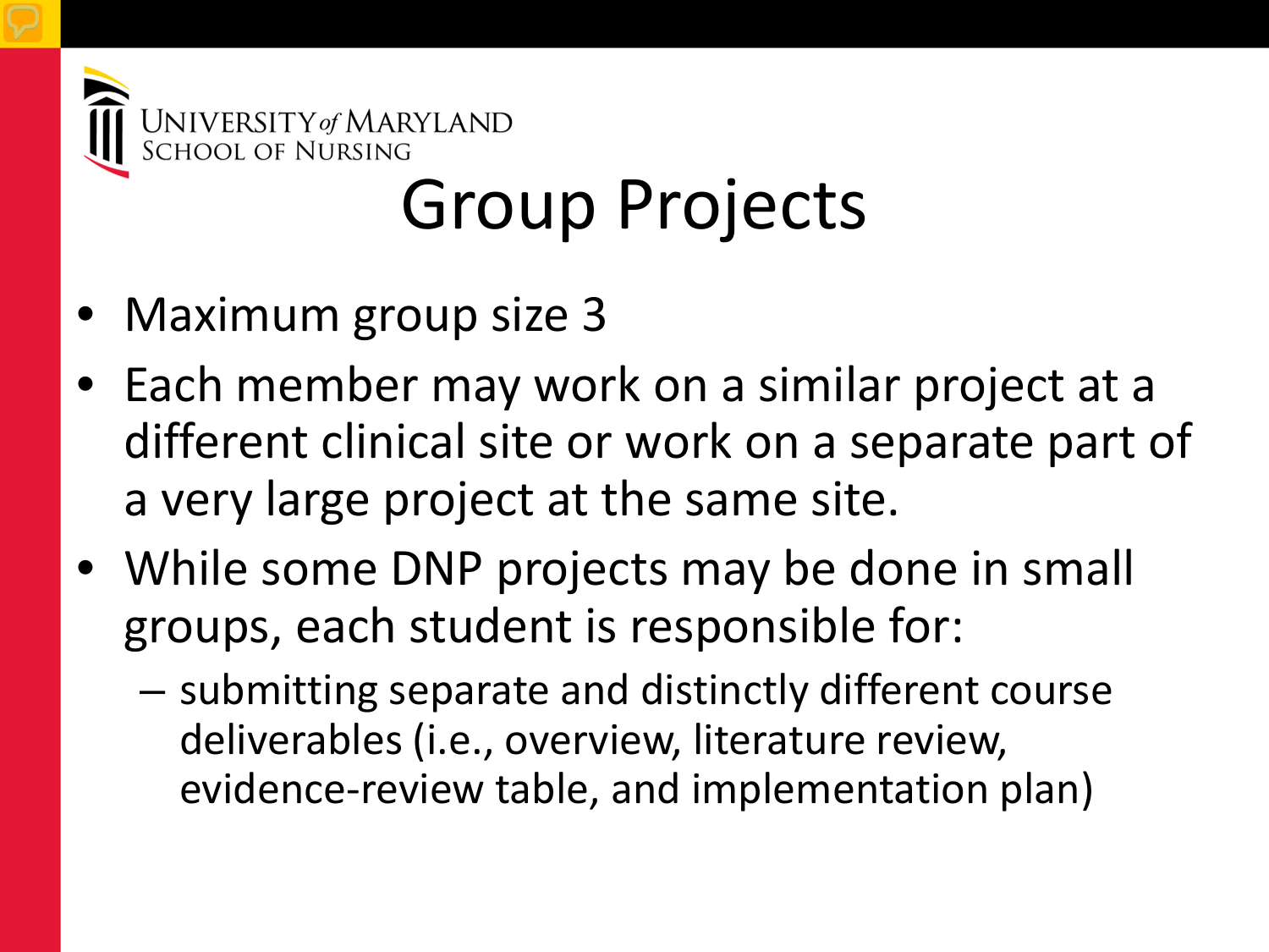University of Maryland School of Nursing

# Group Projects

- Maximum group size 3
- Each member may work on a similar project at a different clinical site or work on a separate part of a very large project at the same site.
- While some DNP projects may be done in small groups, each student is responsible for:
  - submitting separate and distinctly different course deliverables (i.e., overview, literature review, evidence-review table, and implementation plan)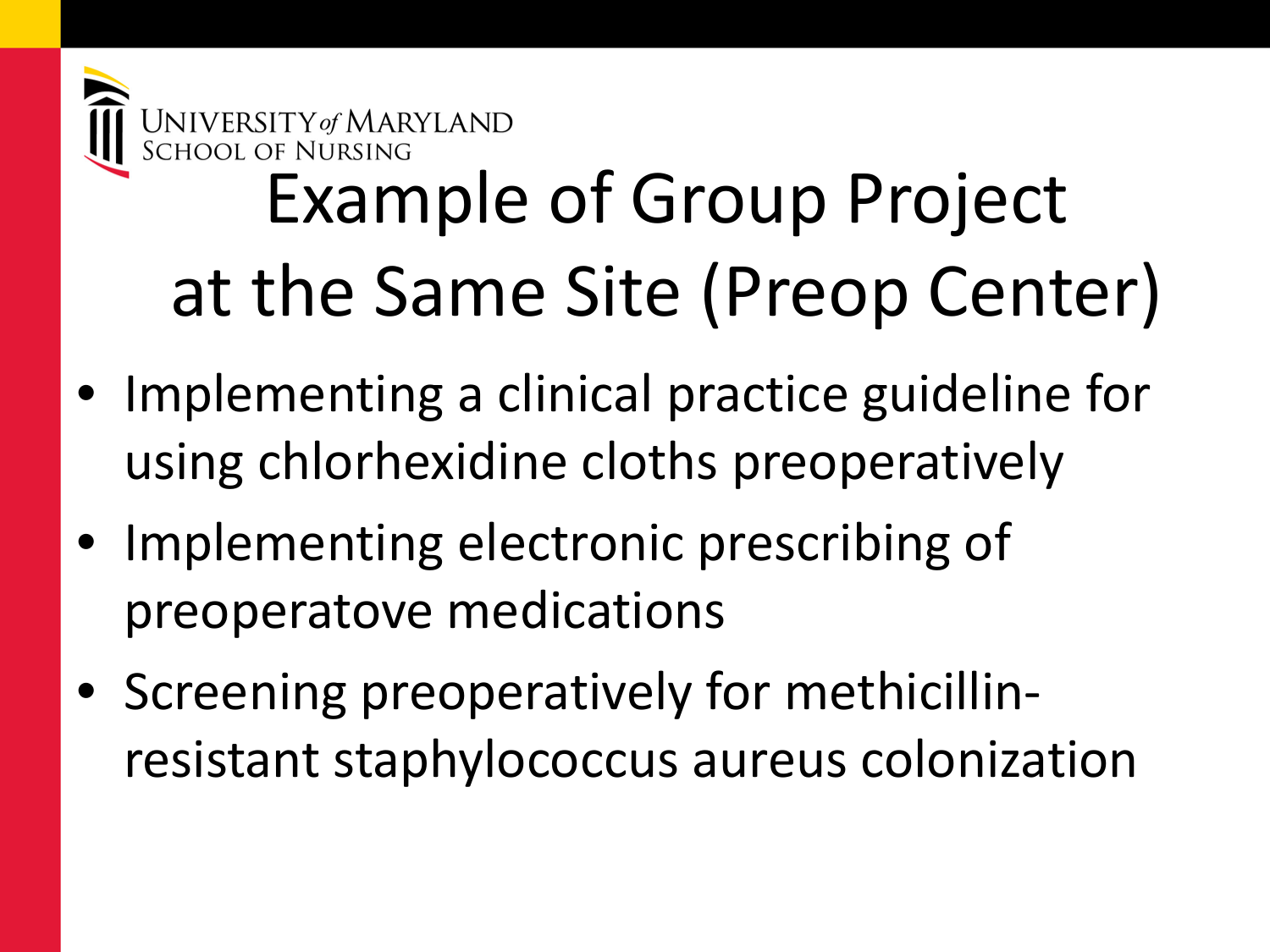# Example of Group Project at the Same Site (Preop Center)

- Implementing a clinical practice guideline for using chlorhexidine cloths preoperatively
- Implementing electronic prescribing of preoperatove medications
- Screening preoperatively for methicillin-resistant staphylococcus aureus colonization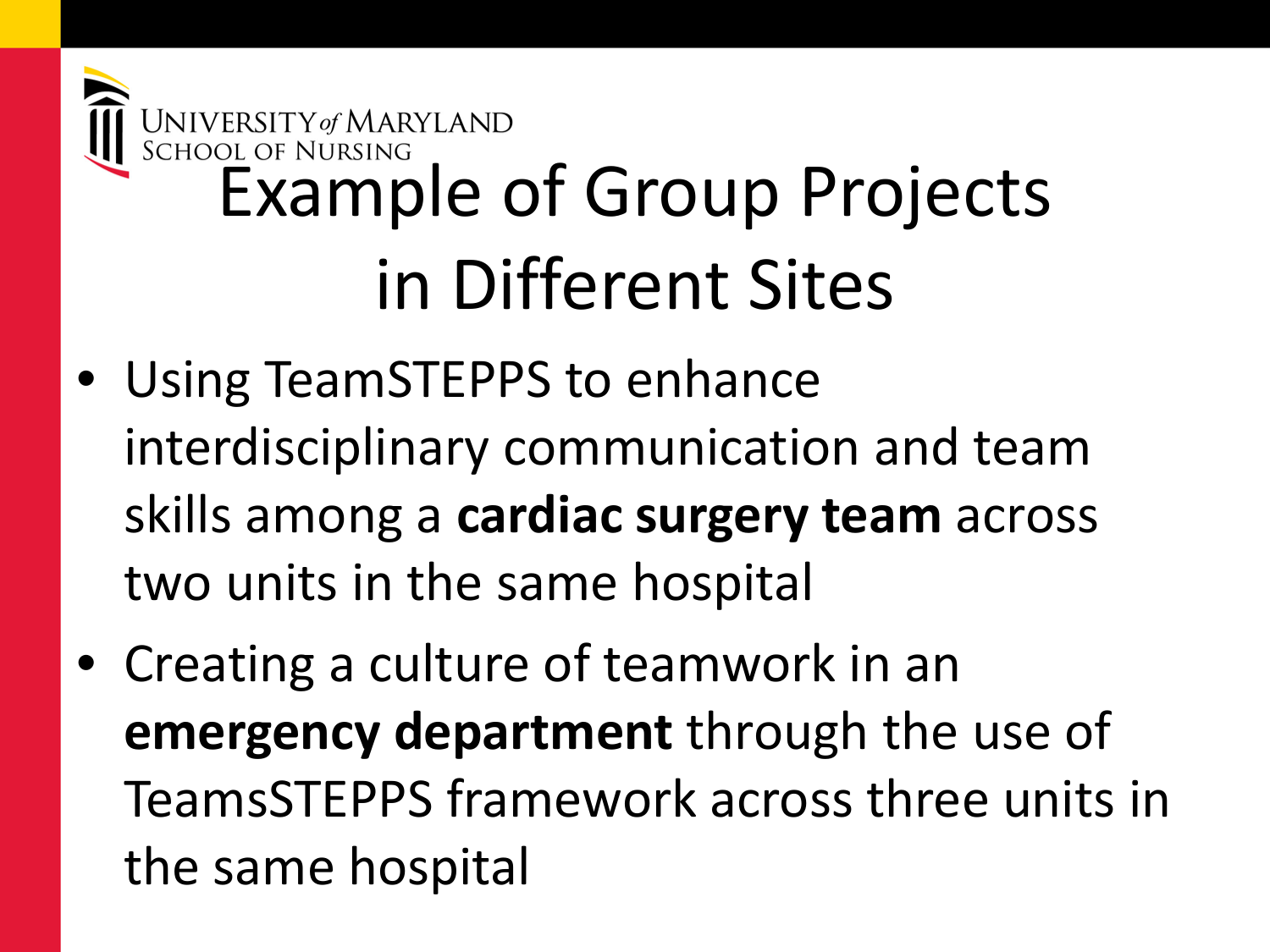# Example of Group Projects in Different Sites

- Using TeamSTEPPS to enhance interdisciplinary communication and team skills among a **cardiac surgery team** across two units in the same hospital
- Creating a culture of teamwork in an **emergency department** through the use of TeamsSTEPPS framework across three units in the same hospital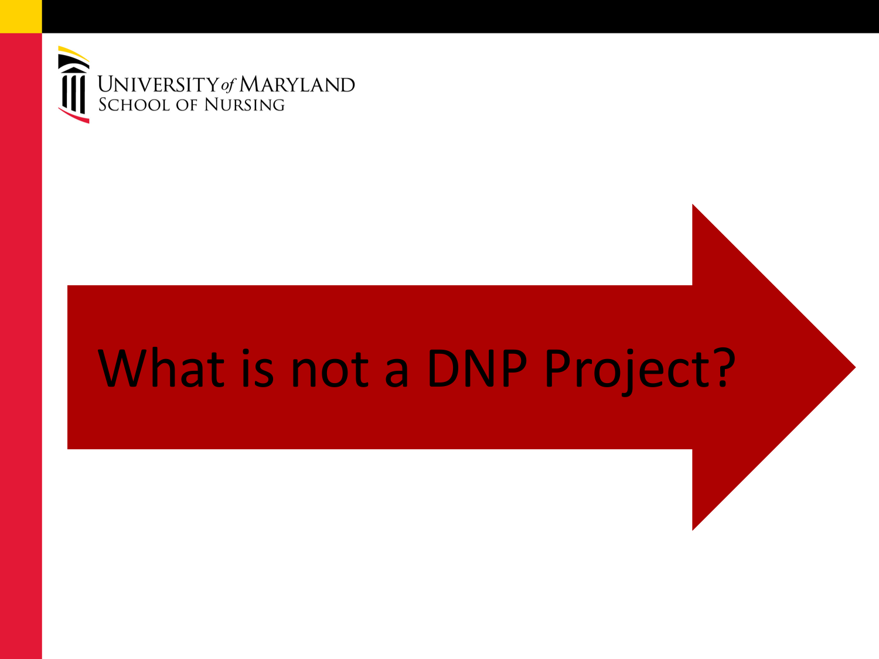# What is not a DNP Project?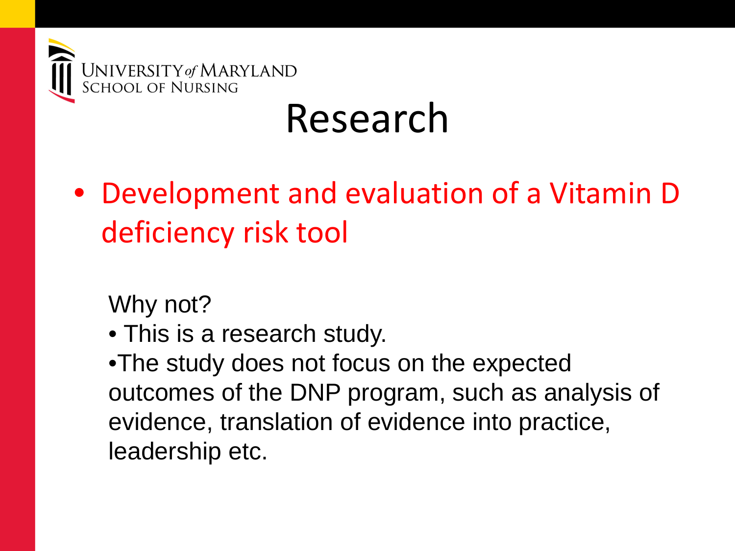# Research

- Development and evaluation of a Vitamin D deficiency risk tool

Why not?

- This is a research study.
- The study does not focus on the expected outcomes of the DNP program, such as analysis of evidence, translation of evidence into practice, leadership etc.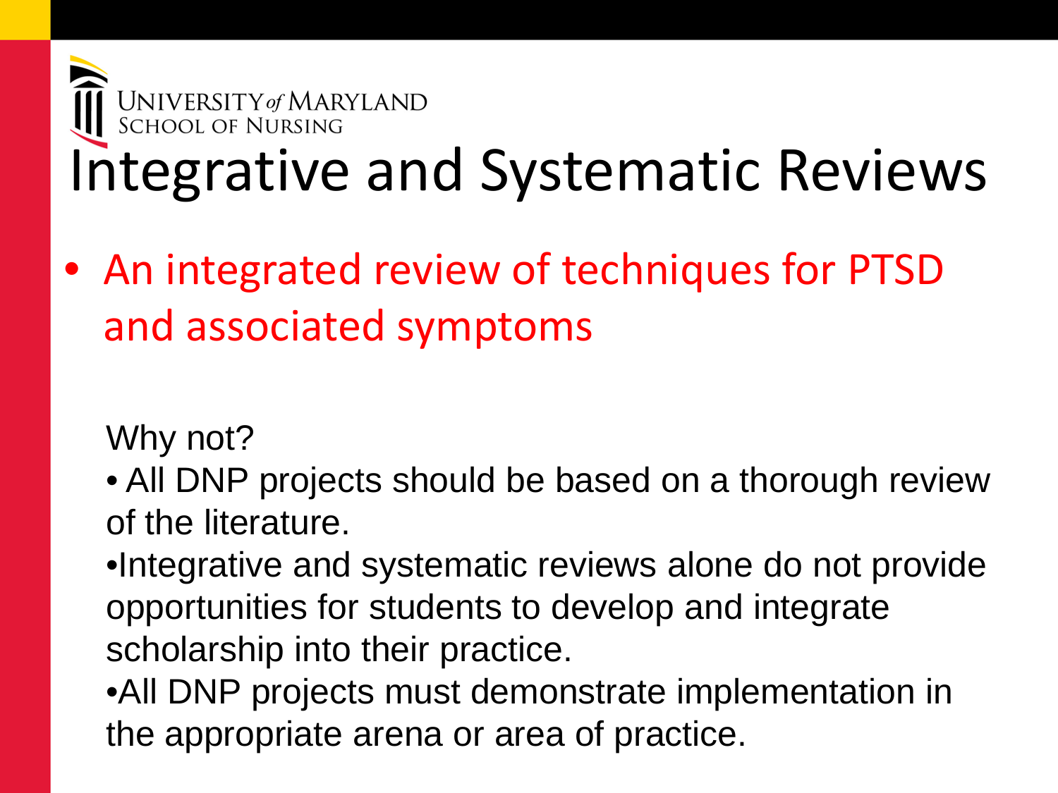University of Maryland School of Nursing

# Integrative and Systematic Reviews

- An integrated review of techniques for PTSD and associated symptoms

Why not?

- All DNP projects should be based on a thorough review of the literature.
- Integrative and systematic reviews alone do not provide opportunities for students to develop and integrate scholarship into their practice.
- All DNP projects must demonstrate implementation in the appropriate arena or area of practice.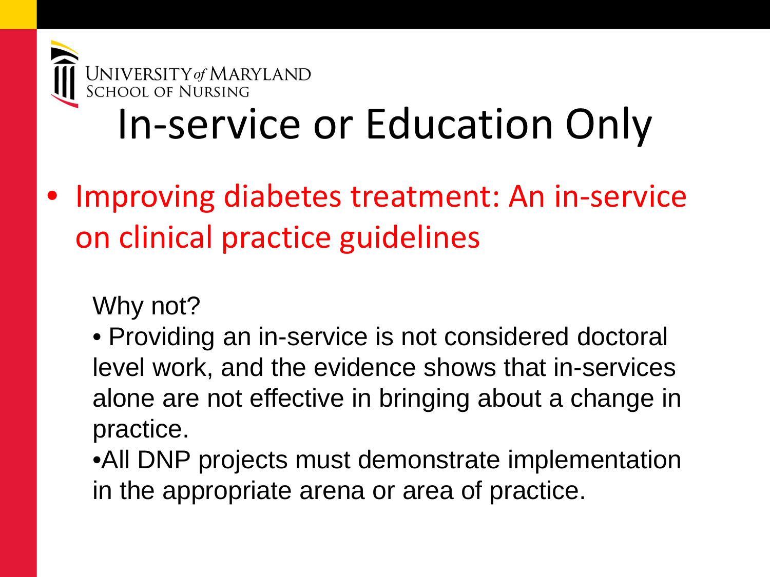# In-service or Education Only

- Improving diabetes treatment: An in-service on clinical practice guidelines

Why not?

- Providing an in-service is not considered doctoral level work, and the evidence shows that in-services alone are not effective in bringing about a change in practice.
- All DNP projects must demonstrate implementation in the appropriate arena or area of practice.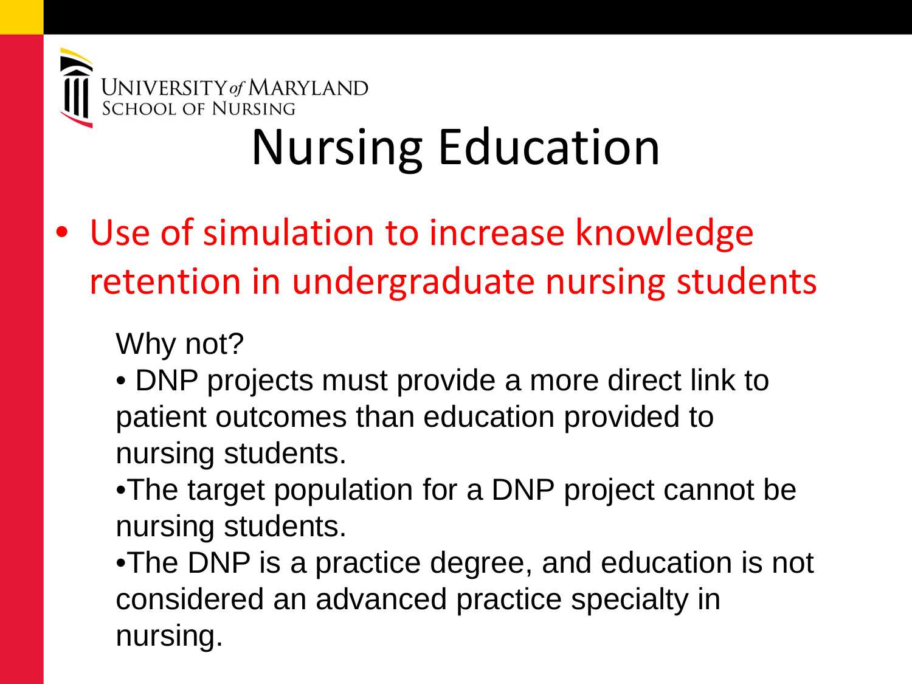UNIVERSITY of MARYLAND
SCHOOL OF NURSING

# Nursing Education

- Use of simulation to increase knowledge retention in undergraduate nursing students

Why not?

- DNP projects must provide a more direct link to patient outcomes than education provided to nursing students.
- The target population for a DNP project cannot be nursing students.
- The DNP is a practice degree, and education is not considered an advanced practice specialty in nursing.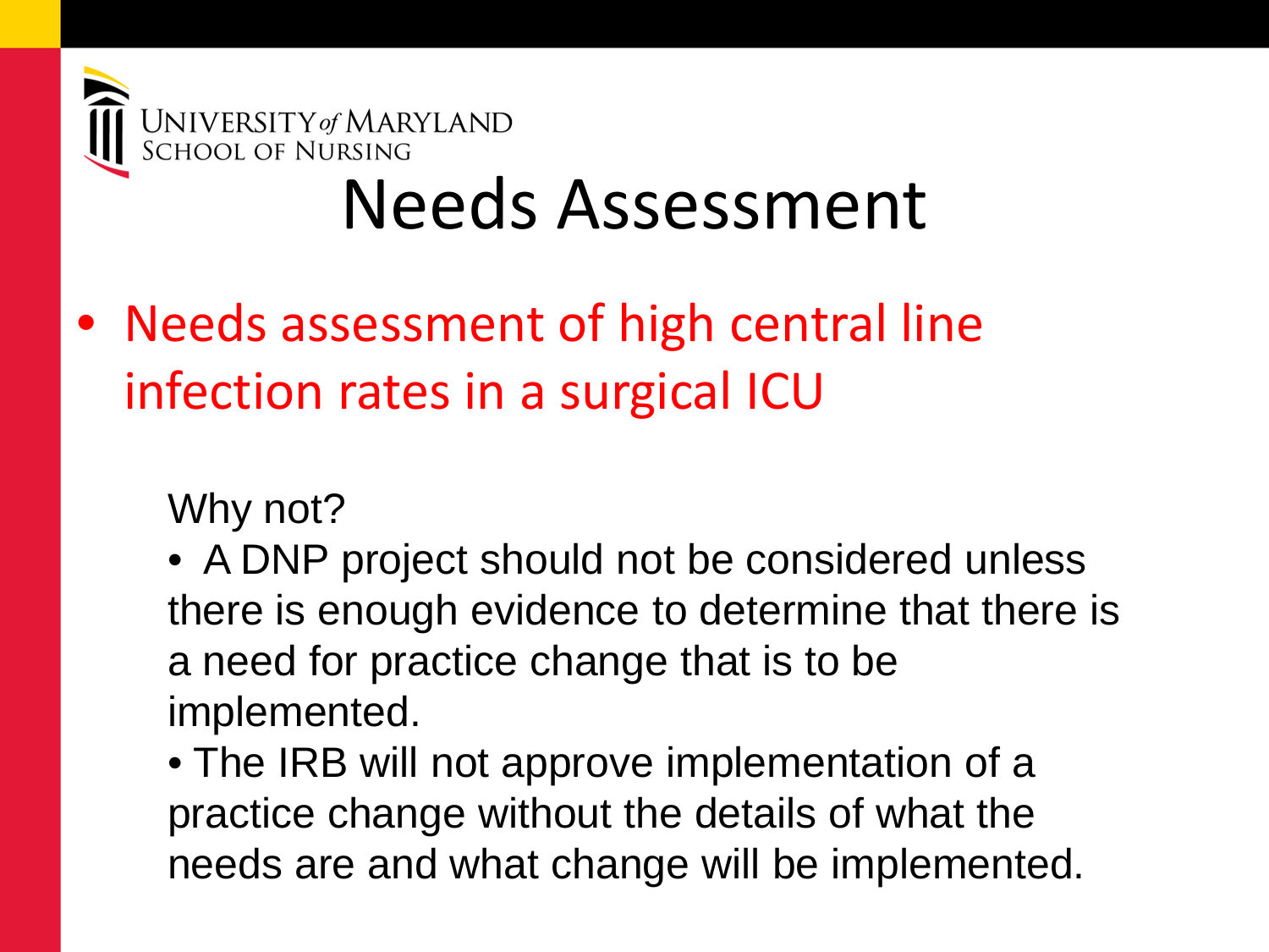# Needs Assessment

- Needs assessment of high central line infection rates in a surgical ICU

Why not?

- A DNP project should not be considered unless there is enough evidence to determine that there is a need for practice change that is to be implemented.
- The IRB will not approve implementation of a practice change without the details of what the needs are and what change will be implemented.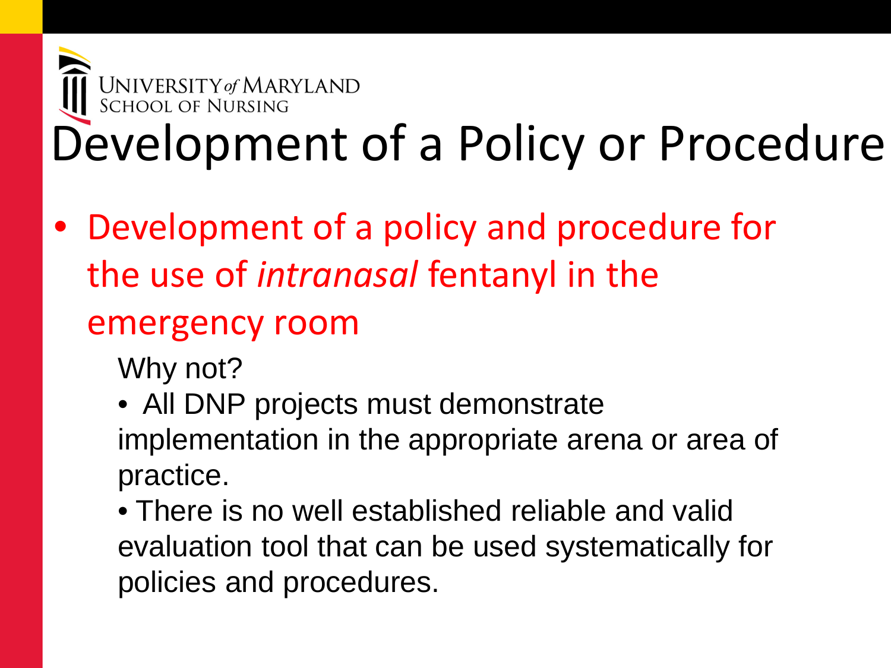University of Maryland School of Nursing

# Development of a Policy or Procedure

- Development of a policy and procedure for the use of *intranasal* fentanyl in the emergency room

  Why not?

  - All DNP projects must demonstrate implementation in the appropriate arena or area of practice.
  - There is no well established reliable and valid evaluation tool that can be used systematically for policies and procedures.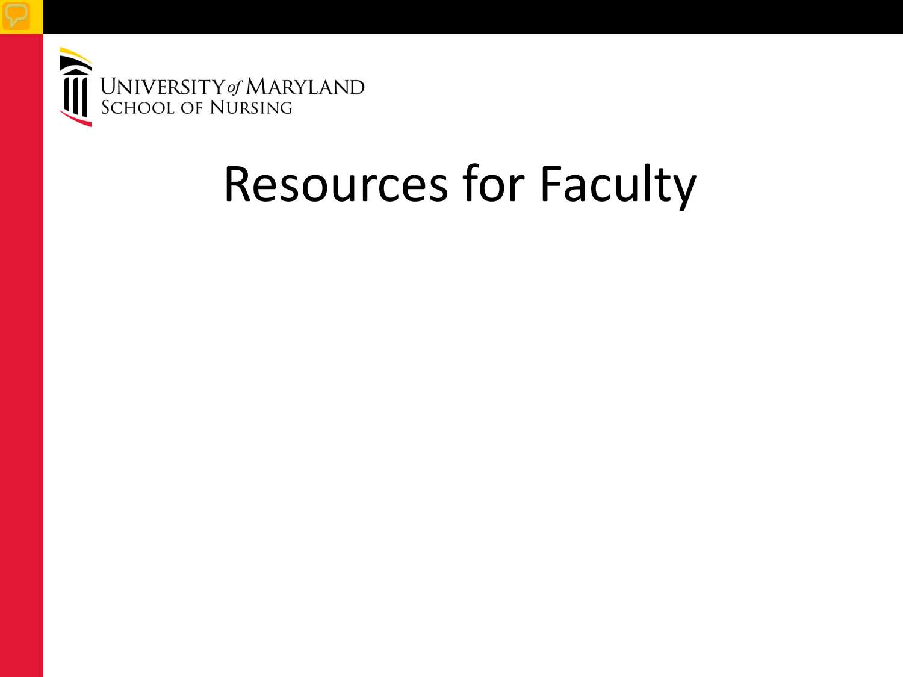# Resources for Faculty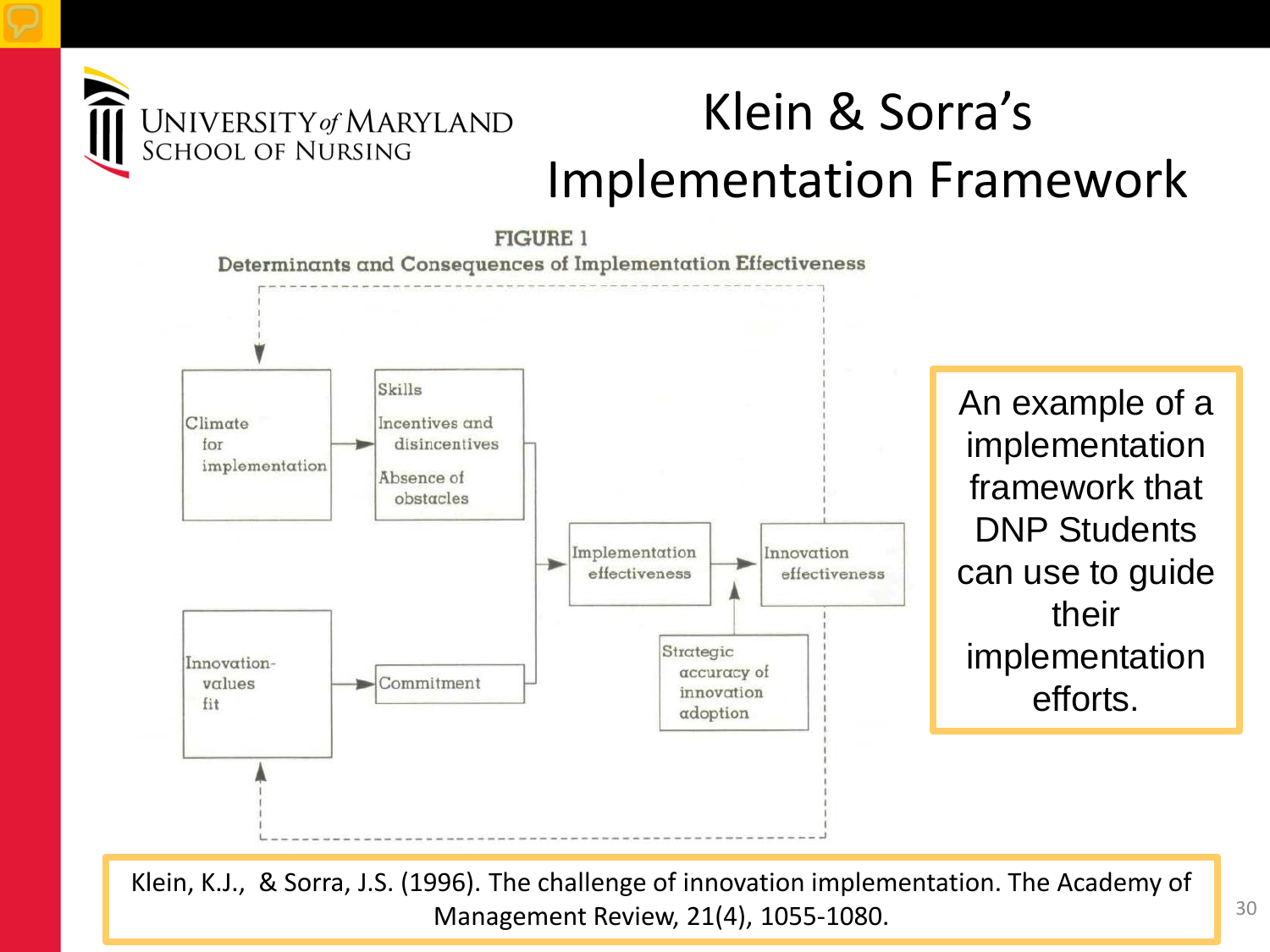# Klein & Sorra's Implementation Framework

**FIGURE 1**

**Determinants and Consequences of Implementation Effectiveness**

Climate for implementation

Skills

Incentives and disincentives

Absence of obstacles

Implementation effectiveness

Innovation effectiveness

Innovation-values fit

Commitment

Strategic accuracy of innovation adoption

An example of a implementation framework that DNP Students can use to guide their implementation efforts.

Klein, K.J., & Sorra, J.S. (1996). The challenge of innovation implementation. The Academy of Management Review, 21(4), 1055-1080.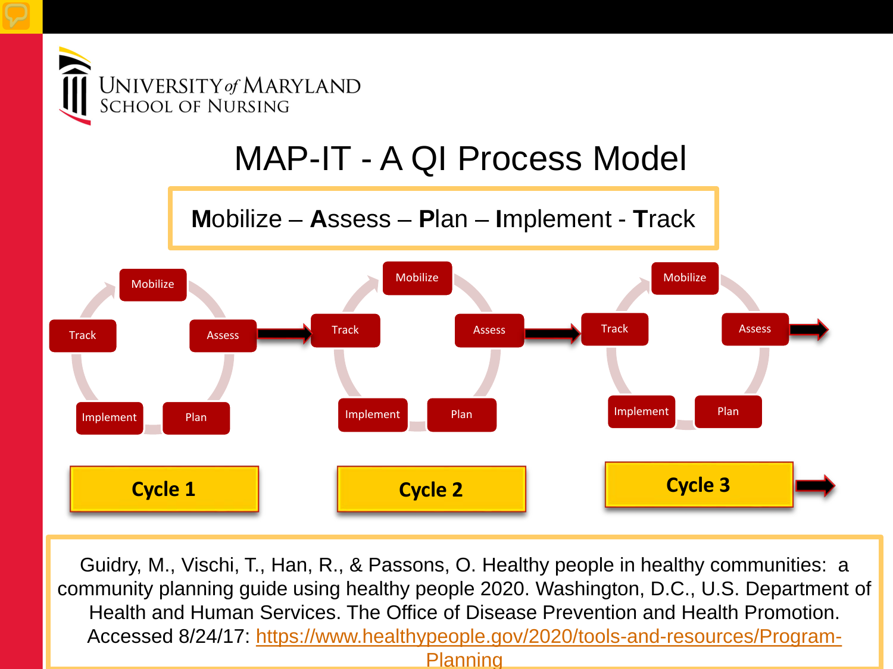UNIVERSITY of MARYLAND
SCHOOL OF NURSING

# MAP-IT - A QI Process Model

**M**obilize – **A**ssess – **P**lan – **I**mplement - **T**rack

Mobilize → Assess → Plan → Implement → Track

**Cycle 1** → **Cycle 2** → **Cycle 3** →

Guidry, M., Vischi, T., Han, R., & Passons, O. Healthy people in healthy communities: a community planning guide using healthy people 2020. Washington, D.C., U.S. Department of Health and Human Services. The Office of Disease Prevention and Health Promotion. Accessed 8/24/17: https://www.healthypeople.gov/2020/tools-and-resources/Program-Planning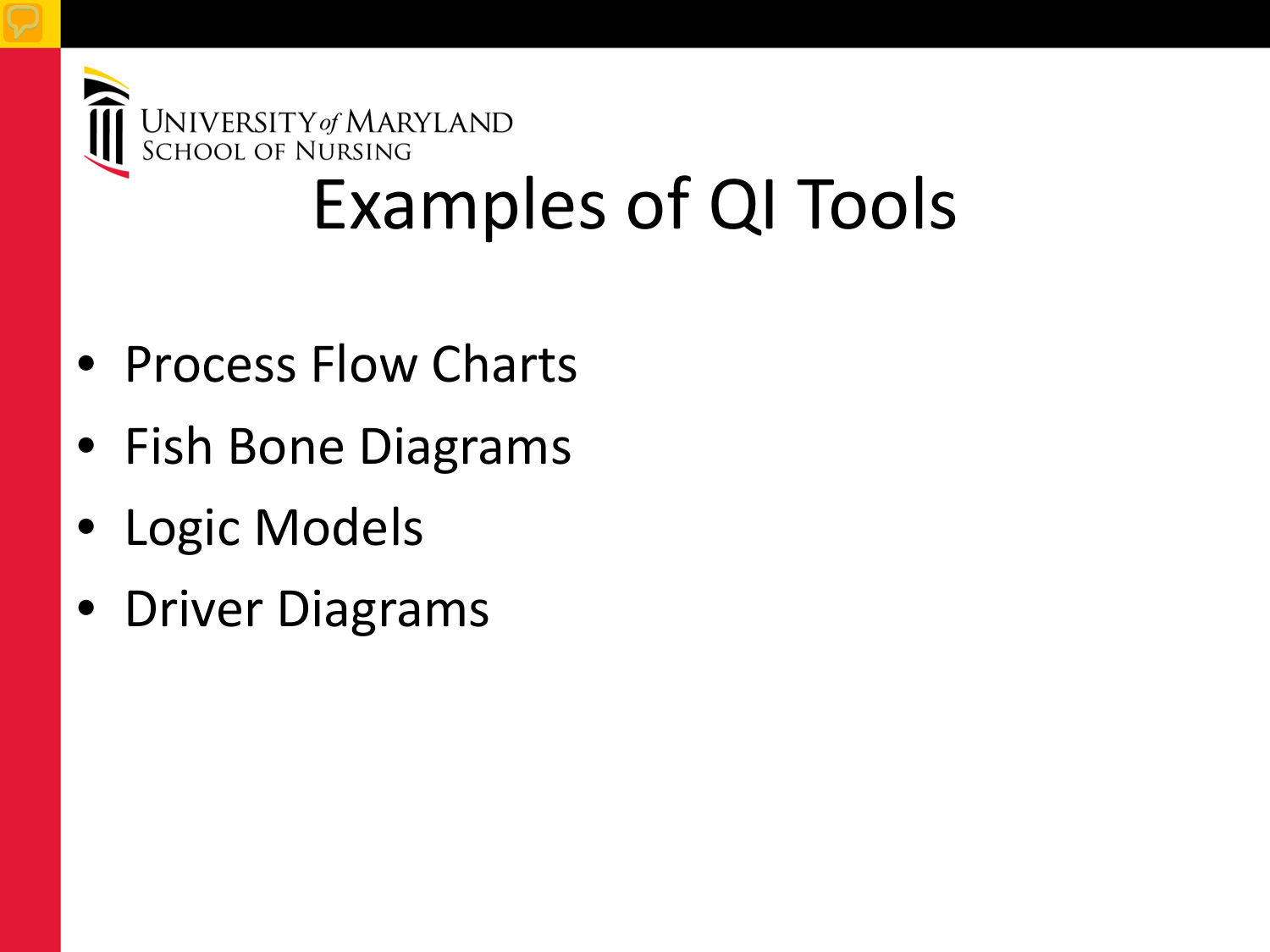# Examples of QI Tools

- Process Flow Charts
- Fish Bone Diagrams
- Logic Models
- Driver Diagrams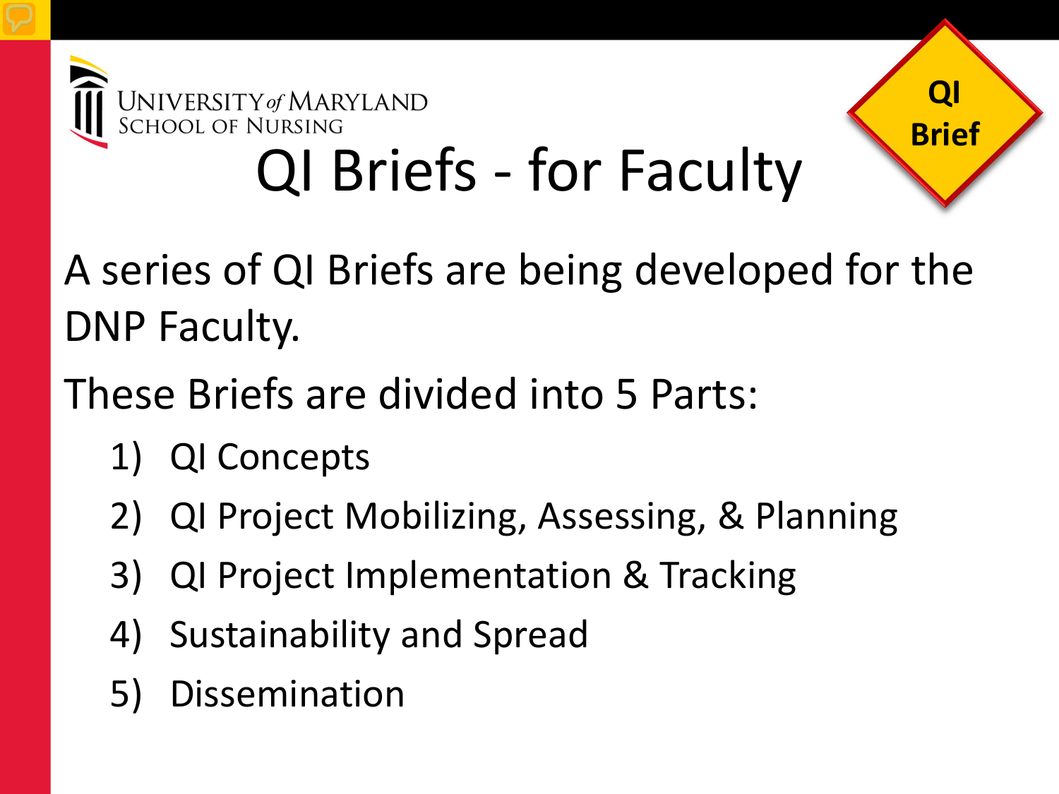UNIVERSITY *of* MARYLAND
SCHOOL OF NURSING

# QI Briefs - for Faculty

QI Brief

A series of QI Briefs are being developed for the DNP Faculty.

These Briefs are divided into 5 Parts:

1) QI Concepts
2) QI Project Mobilizing, Assessing, & Planning
3) QI Project Implementation & Tracking
4) Sustainability and Spread
5) Dissemination